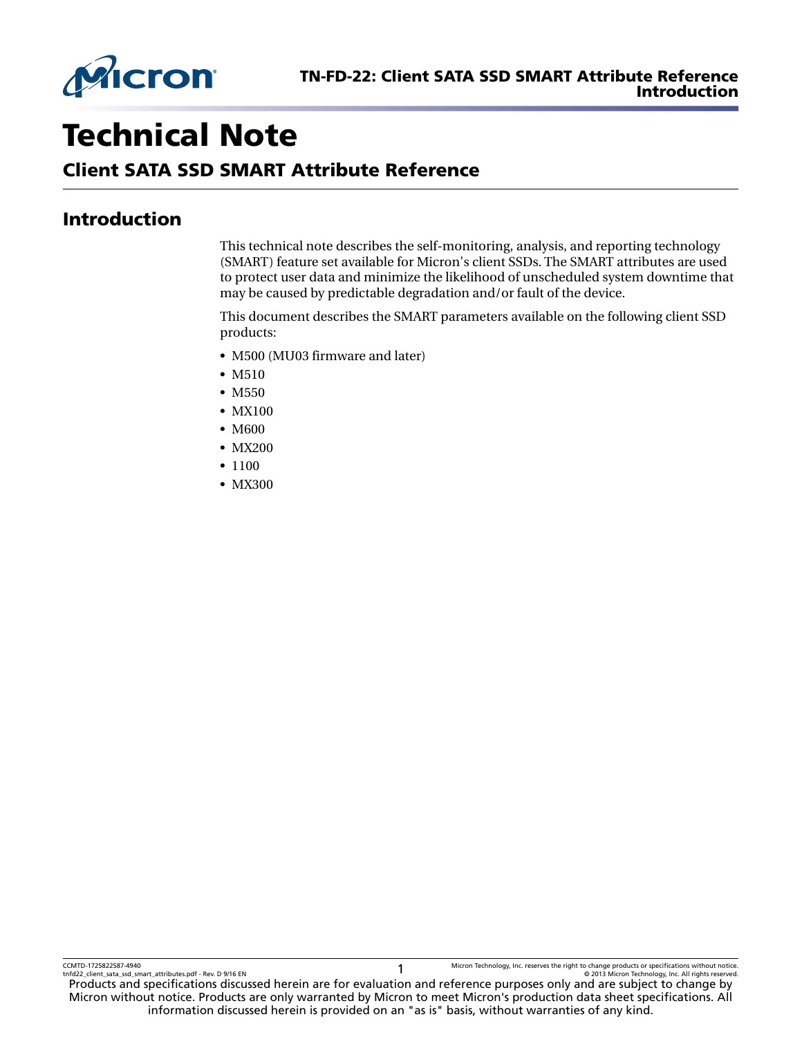# Technical Note

## Client SATA SSD SMART Attribute Reference

## Introduction

This technical note describes the self-monitoring, analysis, and reporting technology (SMART) feature set available for Micron's client SSDs. The SMART attributes are used to protect user data and minimize the likelihood of unscheduled system downtime that may be caused by predictable degradation and/or fault of the device.

This document describes the SMART parameters available on the following client SSD products:

- M500 (MU03 firmware and later)
- M510
- M550
- MX100
- M600
- MX200
- 1100
- MX300

Products and specifications discussed herein are for evaluation and reference purposes only and are subject to change by Micron without notice. Products are only warranted by Micron to meet Micron's production data sheet specifications. All information discussed herein is provided on an "as is" basis, without warranties of any kind.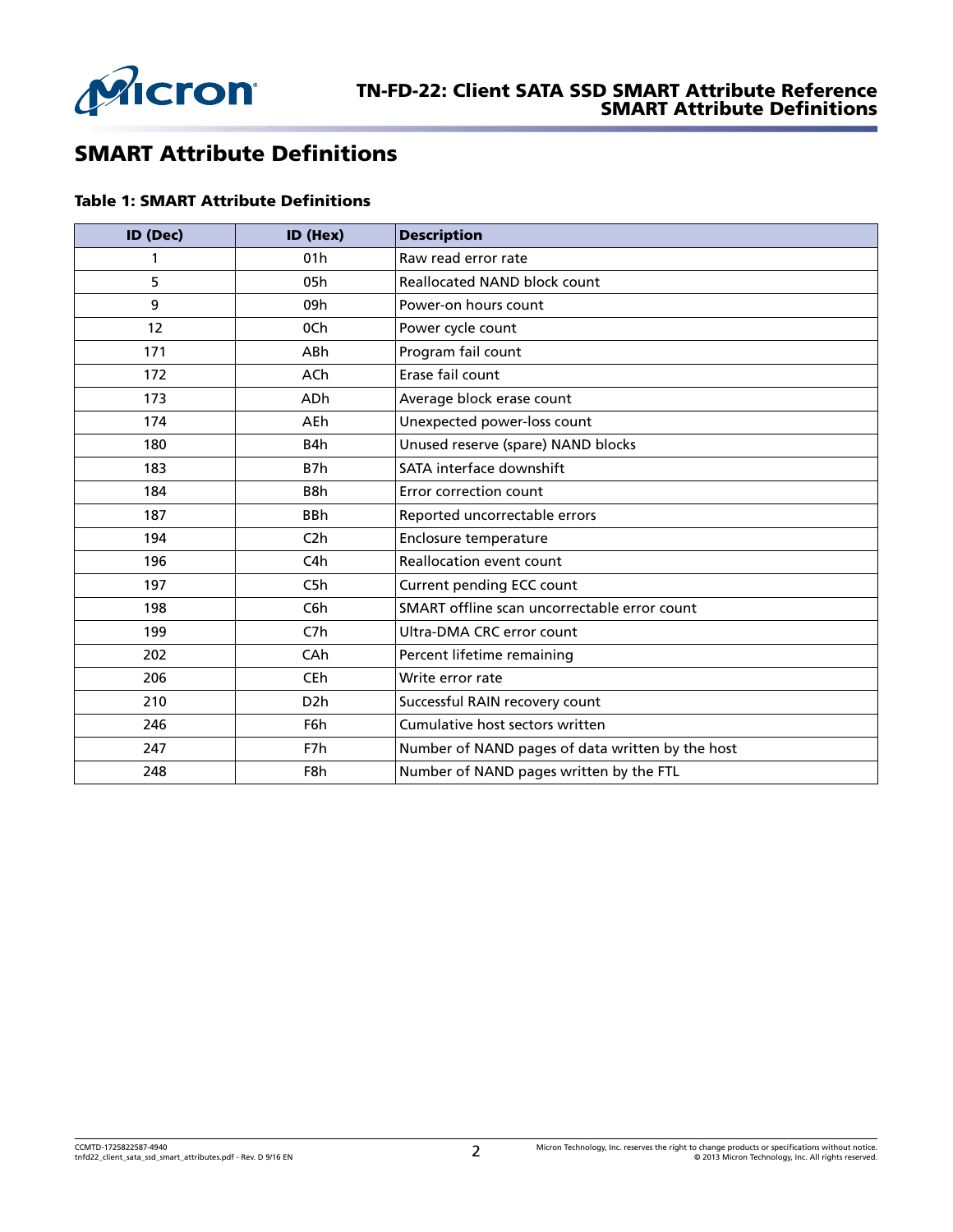# SMART Attribute Definitions

**Table 1: SMART Attribute Definitions**

| ID (Dec) | ID (Hex) | Description |
|---|---|---|
| 1 | 01h | Raw read error rate |
| 5 | 05h | Reallocated NAND block count |
| 9 | 09h | Power-on hours count |
| 12 | 0Ch | Power cycle count |
| 171 | ABh | Program fail count |
| 172 | ACh | Erase fail count |
| 173 | ADh | Average block erase count |
| 174 | AEh | Unexpected power-loss count |
| 180 | B4h | Unused reserve (spare) NAND blocks |
| 183 | B7h | SATA interface downshift |
| 184 | B8h | Error correction count |
| 187 | BBh | Reported uncorrectable errors |
| 194 | C2h | Enclosure temperature |
| 196 | C4h | Reallocation event count |
| 197 | C5h | Current pending ECC count |
| 198 | C6h | SMART offline scan uncorrectable error count |
| 199 | C7h | Ultra-DMA CRC error count |
| 202 | CAh | Percent lifetime remaining |
| 206 | CEh | Write error rate |
| 210 | D2h | Successful RAIN recovery count |
| 246 | F6h | Cumulative host sectors written |
| 247 | F7h | Number of NAND pages of data written by the host |
| 248 | F8h | Number of NAND pages written by the FTL |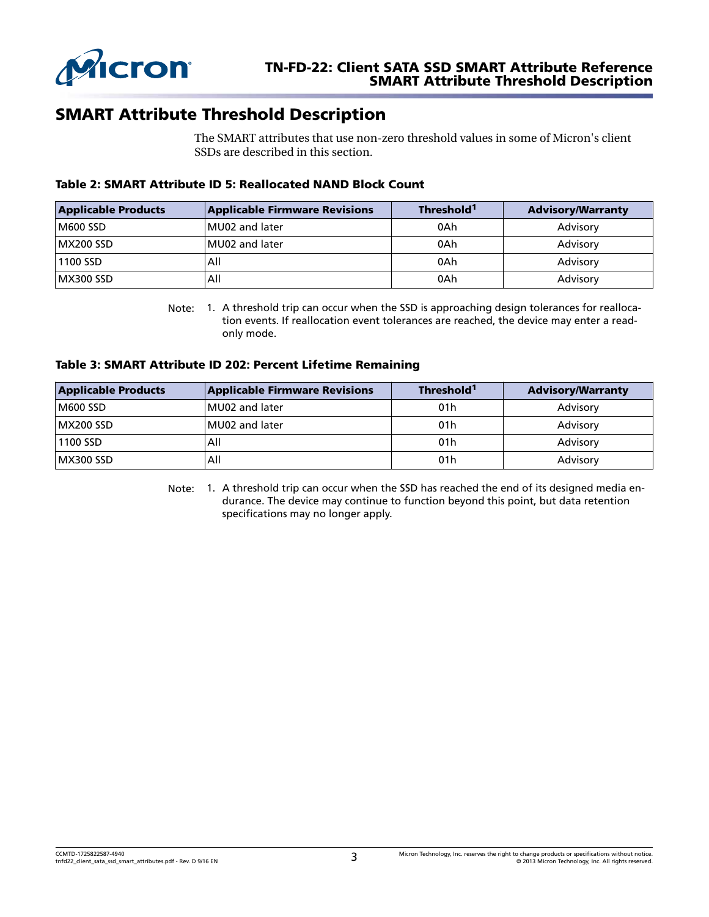# SMART Attribute Threshold Description

The SMART attributes that use non-zero threshold values in some of Micron's client SSDs are described in this section.

**Table 2: SMART Attribute ID 5: Reallocated NAND Block Count**

| Applicable Products | Applicable Firmware Revisions | Threshold[1] | Advisory/Warranty |
|---|---|---|---|
| M600 SSD | MU02 and later | 0Ah | Advisory |
| MX200 SSD | MU02 and later | 0Ah | Advisory |
| 1100 SSD | All | 0Ah | Advisory |
| MX300 SSD | All | 0Ah | Advisory |

Note: 1. A threshold trip can occur when the SSD is approaching design tolerances for reallocation events. If reallocation event tolerances are reached, the device may enter a read-only mode.

**Table 3: SMART Attribute ID 202: Percent Lifetime Remaining**

| Applicable Products | Applicable Firmware Revisions | Threshold[1] | Advisory/Warranty |
|---|---|---|---|
| M600 SSD | MU02 and later | 01h | Advisory |
| MX200 SSD | MU02 and later | 01h | Advisory |
| 1100 SSD | All | 01h | Advisory |
| MX300 SSD | All | 01h | Advisory |

Note: 1. A threshold trip can occur when the SSD has reached the end of its designed media endurance. The device may continue to function beyond this point, but data retention specifications may no longer apply.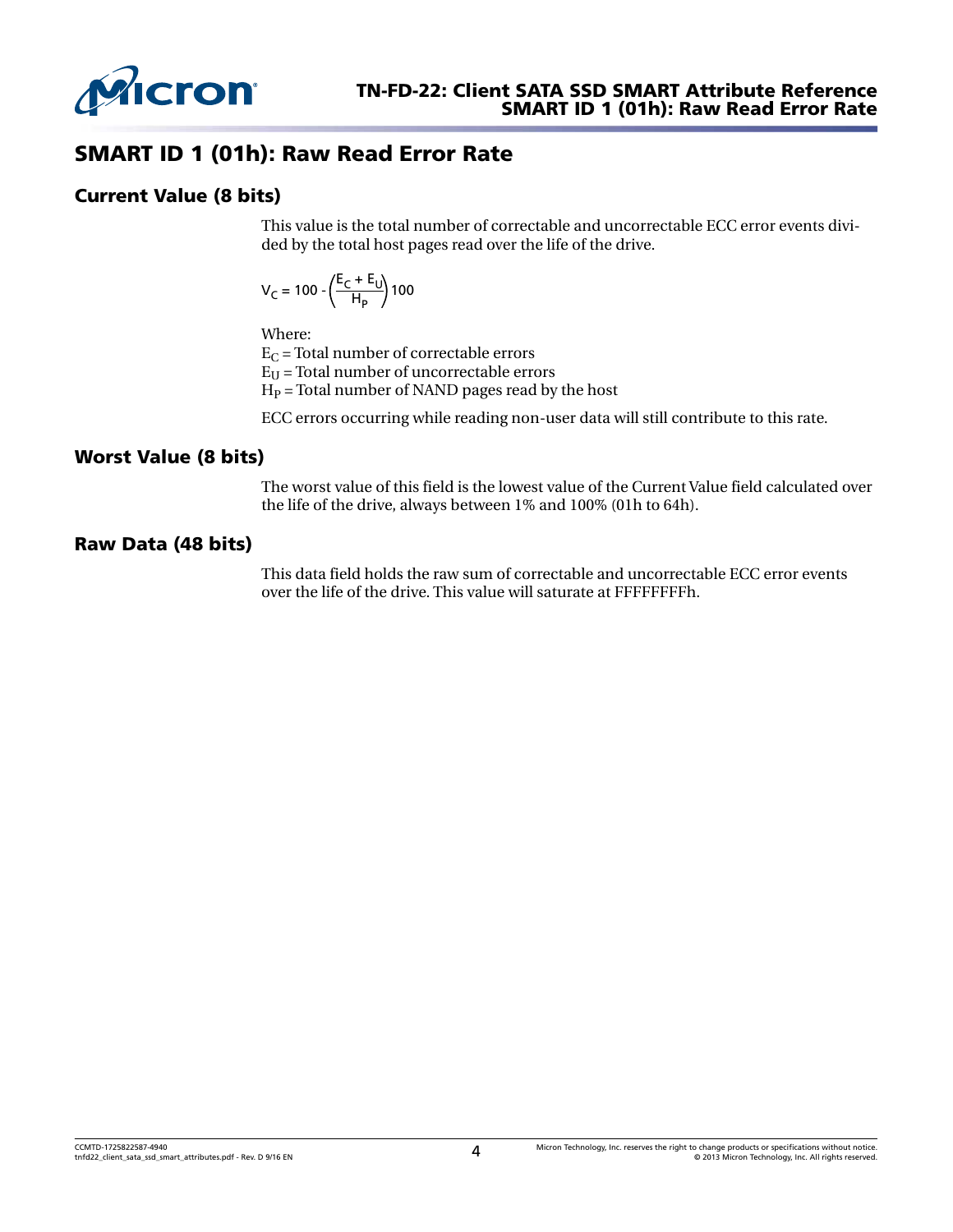# SMART ID 1 (01h): Raw Read Error Rate

## Current Value (8 bits)

This value is the total number of correctable and uncorrectable ECC error events divided by the total host pages read over the life of the drive.

$$V_C = 100 - \left(\frac{E_C + E_U}{H_P}\right)100$$

Where:
$E_C$ = Total number of correctable errors
$E_U$ = Total number of uncorrectable errors
$H_P$ = Total number of NAND pages read by the host

ECC errors occurring while reading non-user data will still contribute to this rate.

## Worst Value (8 bits)

The worst value of this field is the lowest value of the Current Value field calculated over the life of the drive, always between 1% and 100% (01h to 64h).

## Raw Data (48 bits)

This data field holds the raw sum of correctable and uncorrectable ECC error events over the life of the drive. This value will saturate at FFFFFFFFh.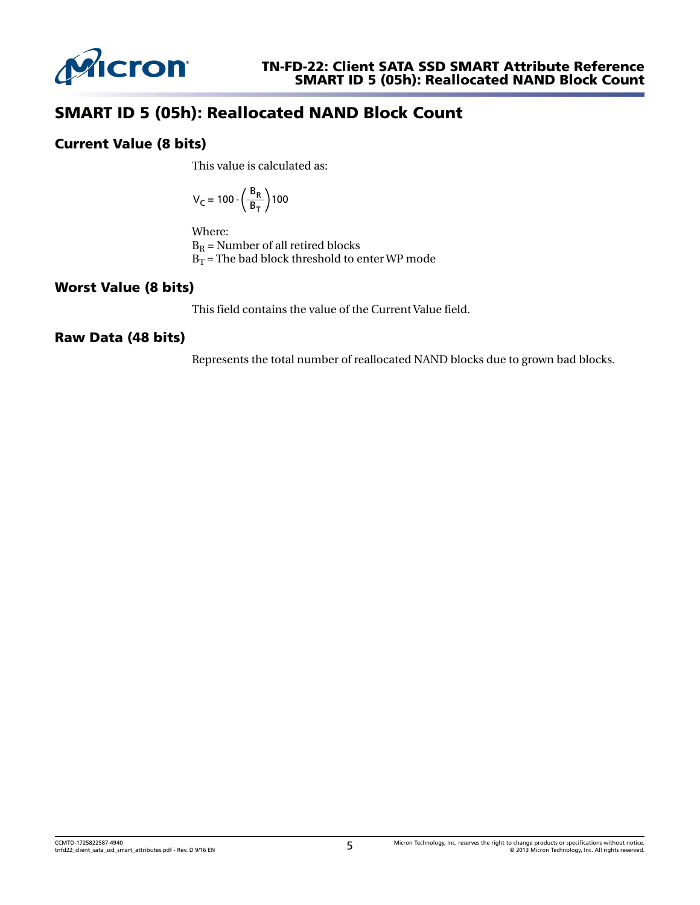# SMART ID 5 (05h): Reallocated NAND Block Count

## Current Value (8 bits)

This value is calculated as:

$$V_C = 100 - \left(\frac{B_R}{B_T}\right)100$$

Where:
$B_R$ = Number of all retired blocks
$B_T$ = The bad block threshold to enter WP mode

## Worst Value (8 bits)

This field contains the value of the Current Value field.

## Raw Data (48 bits)

Represents the total number of reallocated NAND blocks due to grown bad blocks.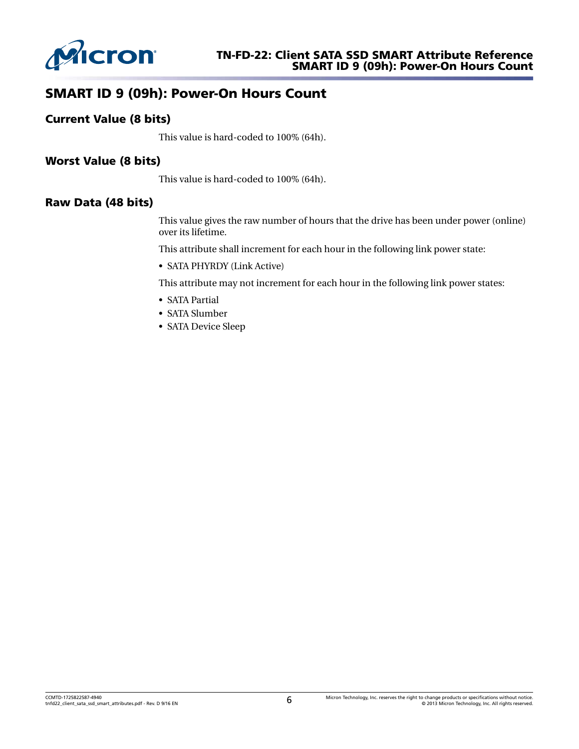## SMART ID 9 (09h): Power-On Hours Count

### Current Value (8 bits)

This value is hard-coded to 100% (64h).

### Worst Value (8 bits)

This value is hard-coded to 100% (64h).

### Raw Data (48 bits)

This value gives the raw number of hours that the drive has been under power (online) over its lifetime.

This attribute shall increment for each hour in the following link power state:

- SATA PHYRDY (Link Active)

This attribute may not increment for each hour in the following link power states:

- SATA Partial
- SATA Slumber
- SATA Device Sleep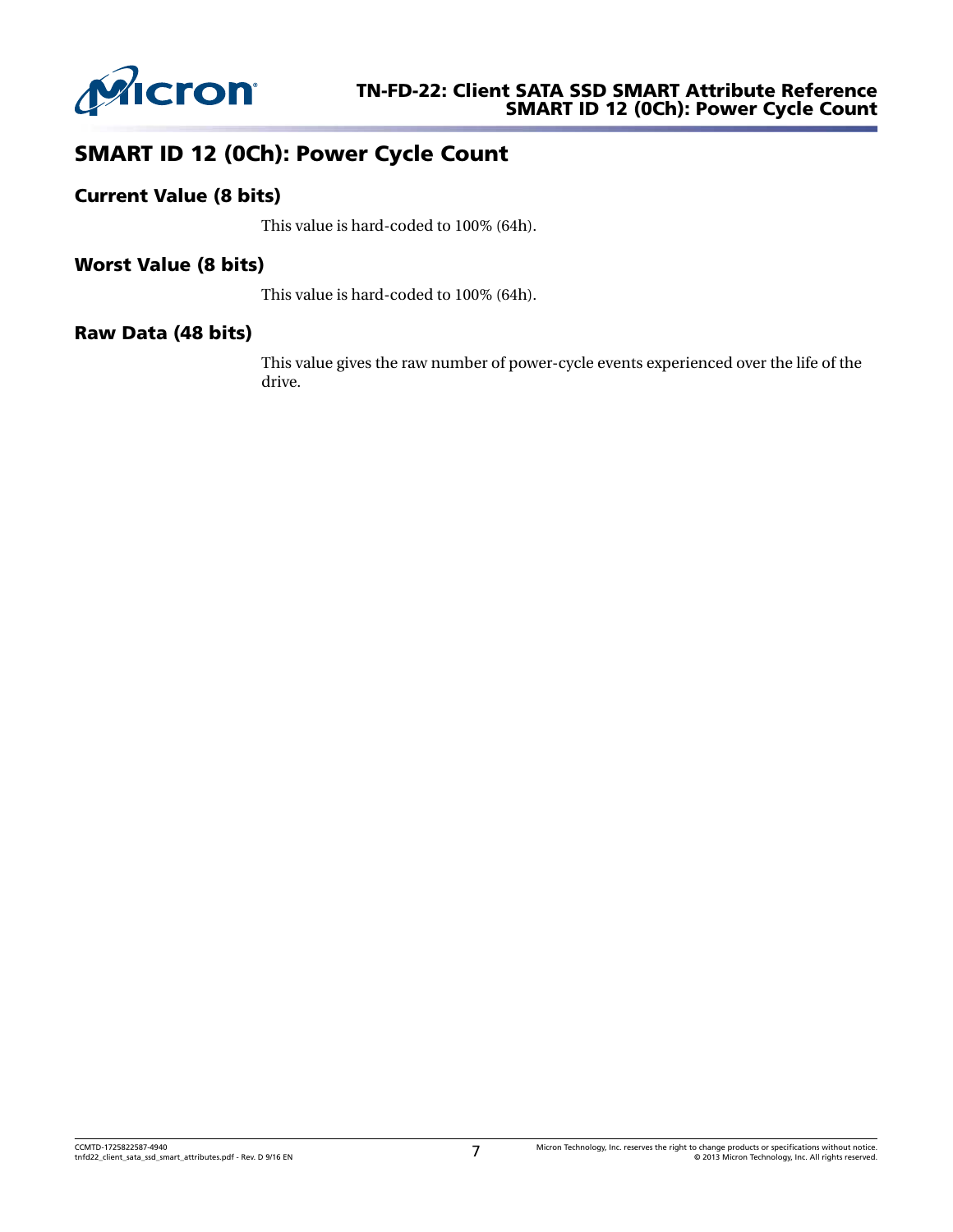## SMART ID 12 (0Ch): Power Cycle Count

### Current Value (8 bits)

This value is hard-coded to 100% (64h).

### Worst Value (8 bits)

This value is hard-coded to 100% (64h).

### Raw Data (48 bits)

This value gives the raw number of power-cycle events experienced over the life of the drive.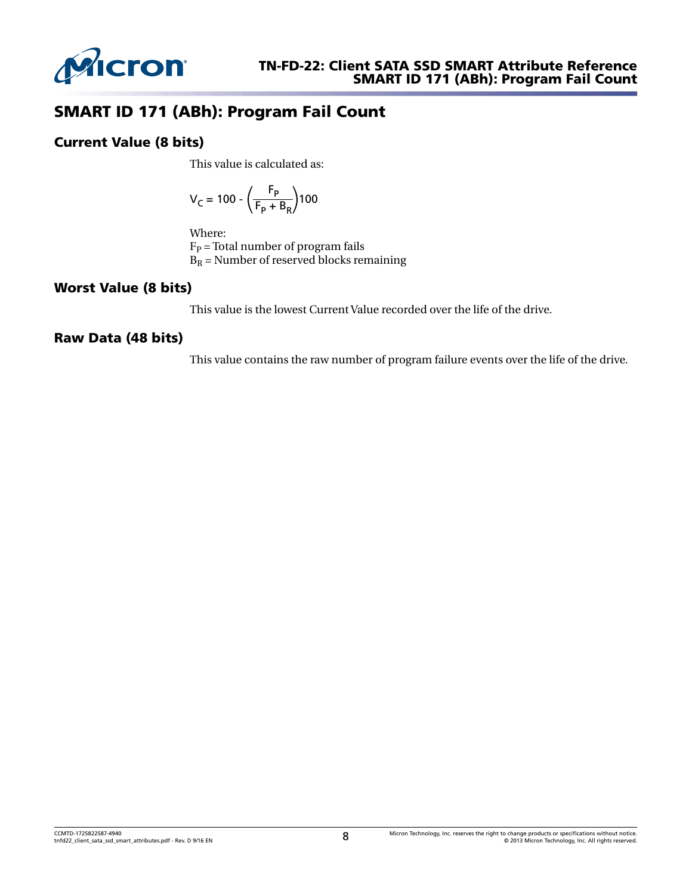# SMART ID 171 (ABh): Program Fail Count

## Current Value (8 bits)

This value is calculated as:

$$V_C = 100 - \left(\frac{F_P}{F_P + B_R}\right)100$$

Where:
$F_P$ = Total number of program fails
$B_R$ = Number of reserved blocks remaining

## Worst Value (8 bits)

This value is the lowest Current Value recorded over the life of the drive.

## Raw Data (48 bits)

This value contains the raw number of program failure events over the life of the drive.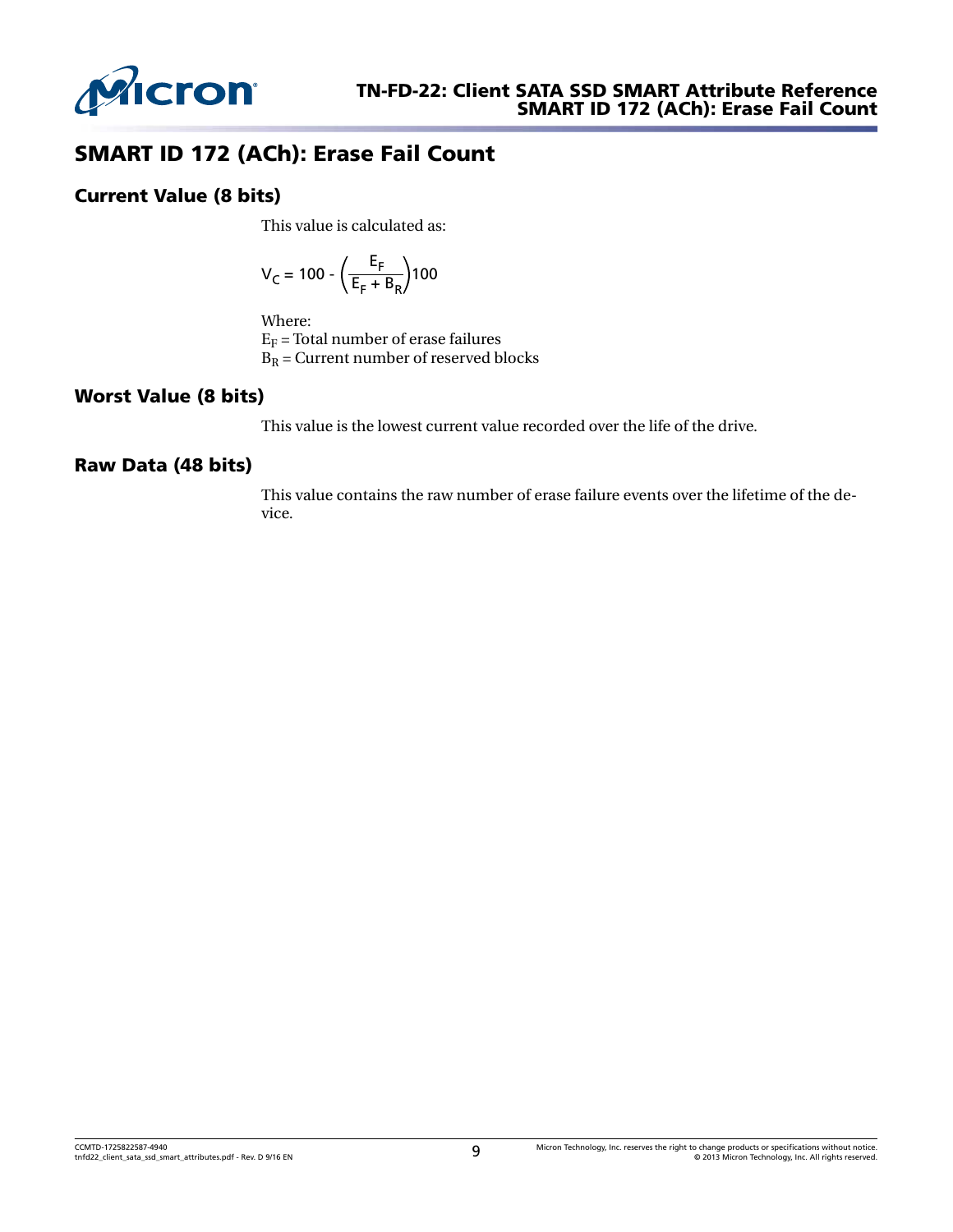# SMART ID 172 (ACh): Erase Fail Count

## Current Value (8 bits)

This value is calculated as:

$$V_C = 100 - \left(\frac{E_F}{E_F + B_R}\right)100$$

Where:
$E_F$ = Total number of erase failures
$B_R$ = Current number of reserved blocks

## Worst Value (8 bits)

This value is the lowest current value recorded over the life of the drive.

## Raw Data (48 bits)

This value contains the raw number of erase failure events over the lifetime of the device.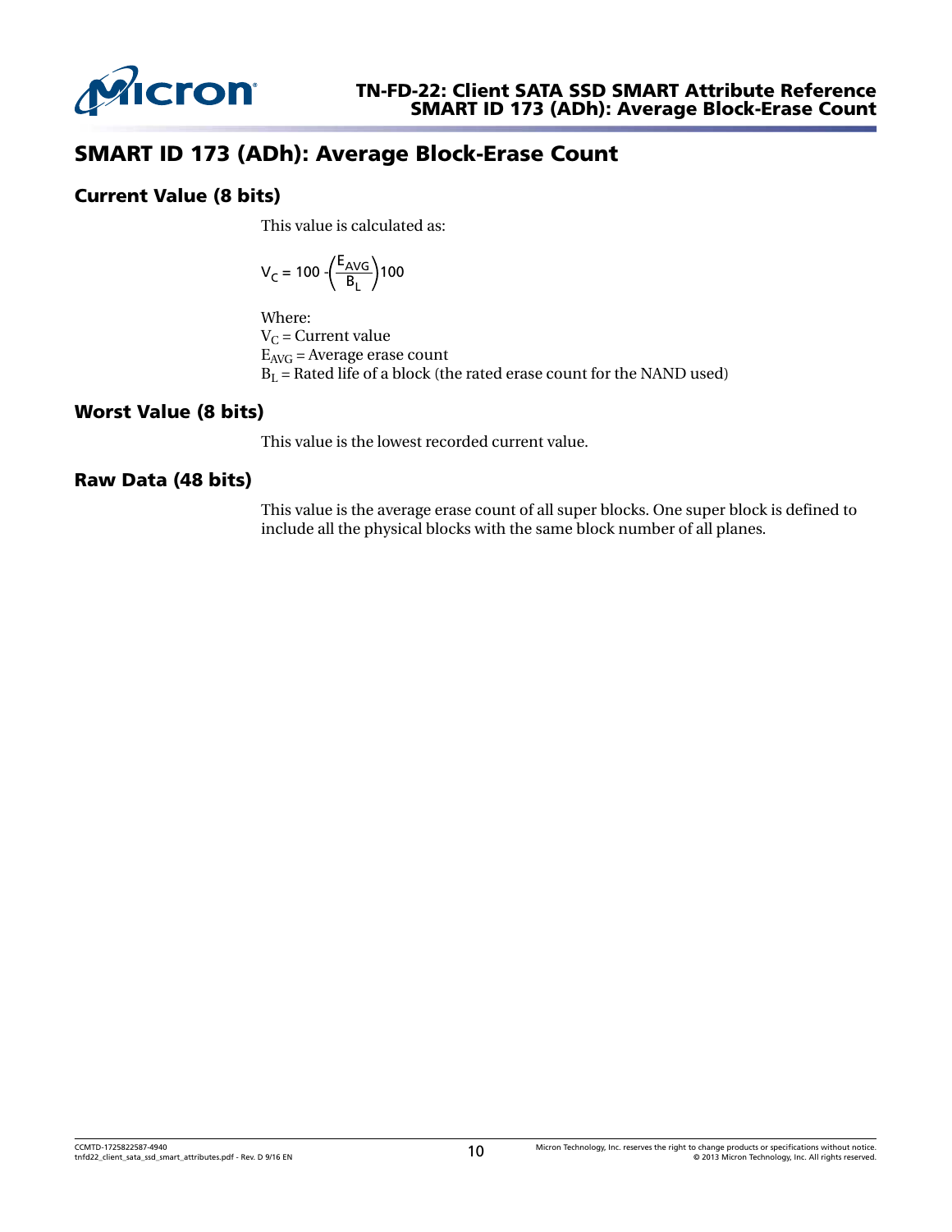# SMART ID 173 (ADh): Average Block-Erase Count

## Current Value (8 bits)

This value is calculated as:

$$V_C = 100 - \left(\frac{E_{AVG}}{B_L}\right)100$$

Where:
$V_C$ = Current value
$E_{AVG}$ = Average erase count
$B_L$ = Rated life of a block (the rated erase count for the NAND used)

## Worst Value (8 bits)

This value is the lowest recorded current value.

## Raw Data (48 bits)

This value is the average erase count of all super blocks. One super block is defined to include all the physical blocks with the same block number of all planes.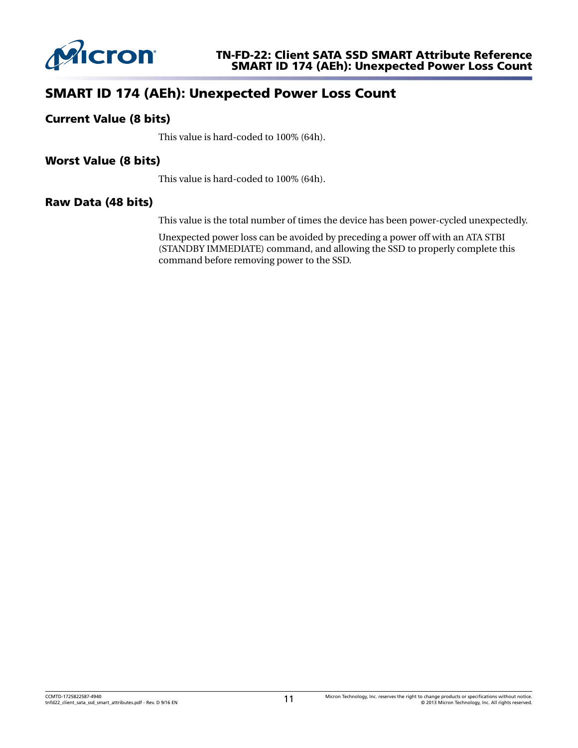## SMART ID 174 (AEh): Unexpected Power Loss Count

### Current Value (8 bits)

This value is hard-coded to 100% (64h).

### Worst Value (8 bits)

This value is hard-coded to 100% (64h).

### Raw Data (48 bits)

This value is the total number of times the device has been power-cycled unexpectedly.

Unexpected power loss can be avoided by preceding a power off with an ATA STBI (STANDBY IMMEDIATE) command, and allowing the SSD to properly complete this command before removing power to the SSD.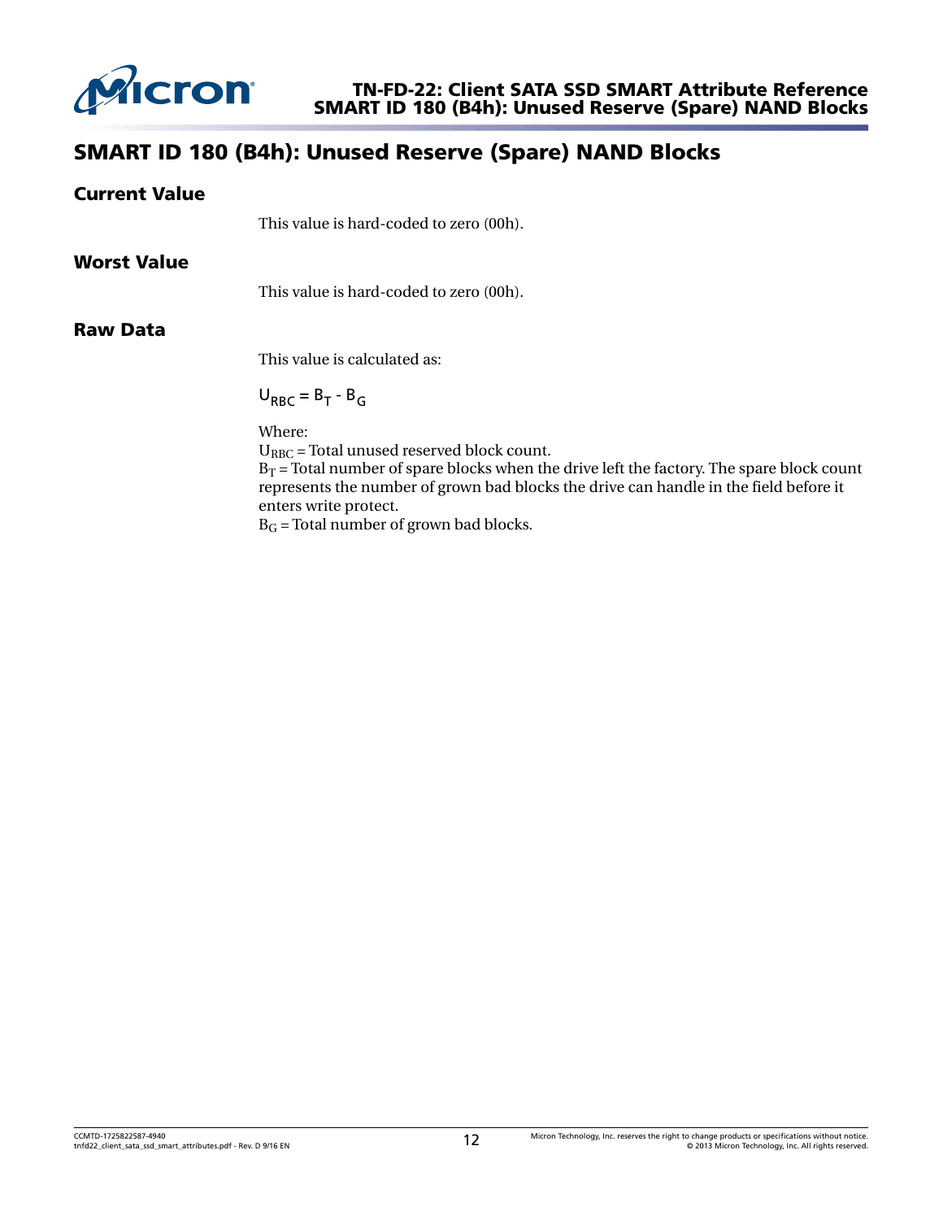# SMART ID 180 (B4h): Unused Reserve (Spare) NAND Blocks

## Current Value

This value is hard-coded to zero (00h).

## Worst Value

This value is hard-coded to zero (00h).

## Raw Data

This value is calculated as:

$$U_{RBC} = B_T - B_G$$

Where:
$U_{RBC}$ = Total unused reserved block count.
$B_T$ = Total number of spare blocks when the drive left the factory. The spare block count represents the number of grown bad blocks the drive can handle in the field before it enters write protect.
$B_G$ = Total number of grown bad blocks.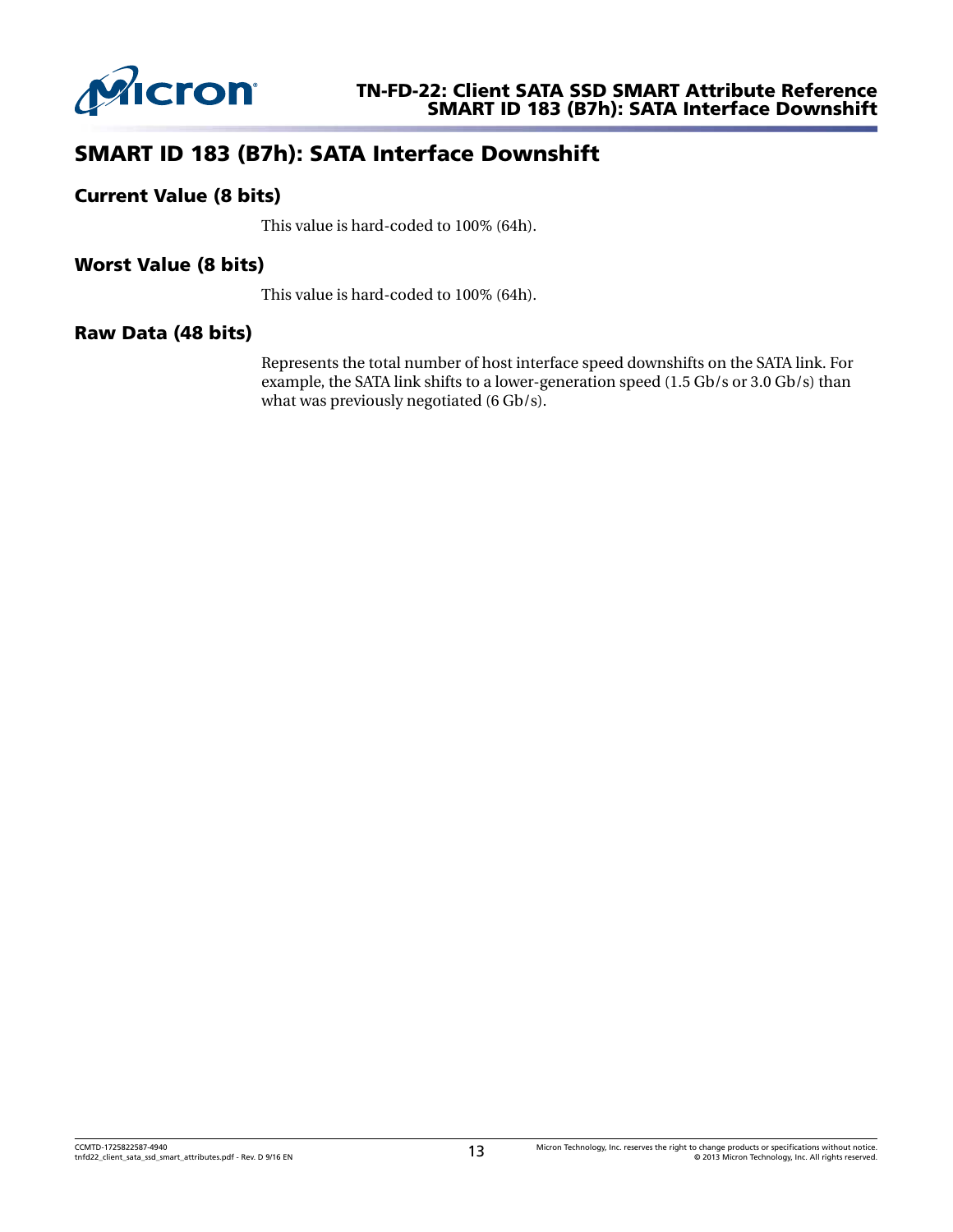## SMART ID 183 (B7h): SATA Interface Downshift

### Current Value (8 bits)

This value is hard-coded to 100% (64h).

### Worst Value (8 bits)

This value is hard-coded to 100% (64h).

### Raw Data (48 bits)

Represents the total number of host interface speed downshifts on the SATA link. For example, the SATA link shifts to a lower-generation speed (1.5 Gb/s or 3.0 Gb/s) than what was previously negotiated (6 Gb/s).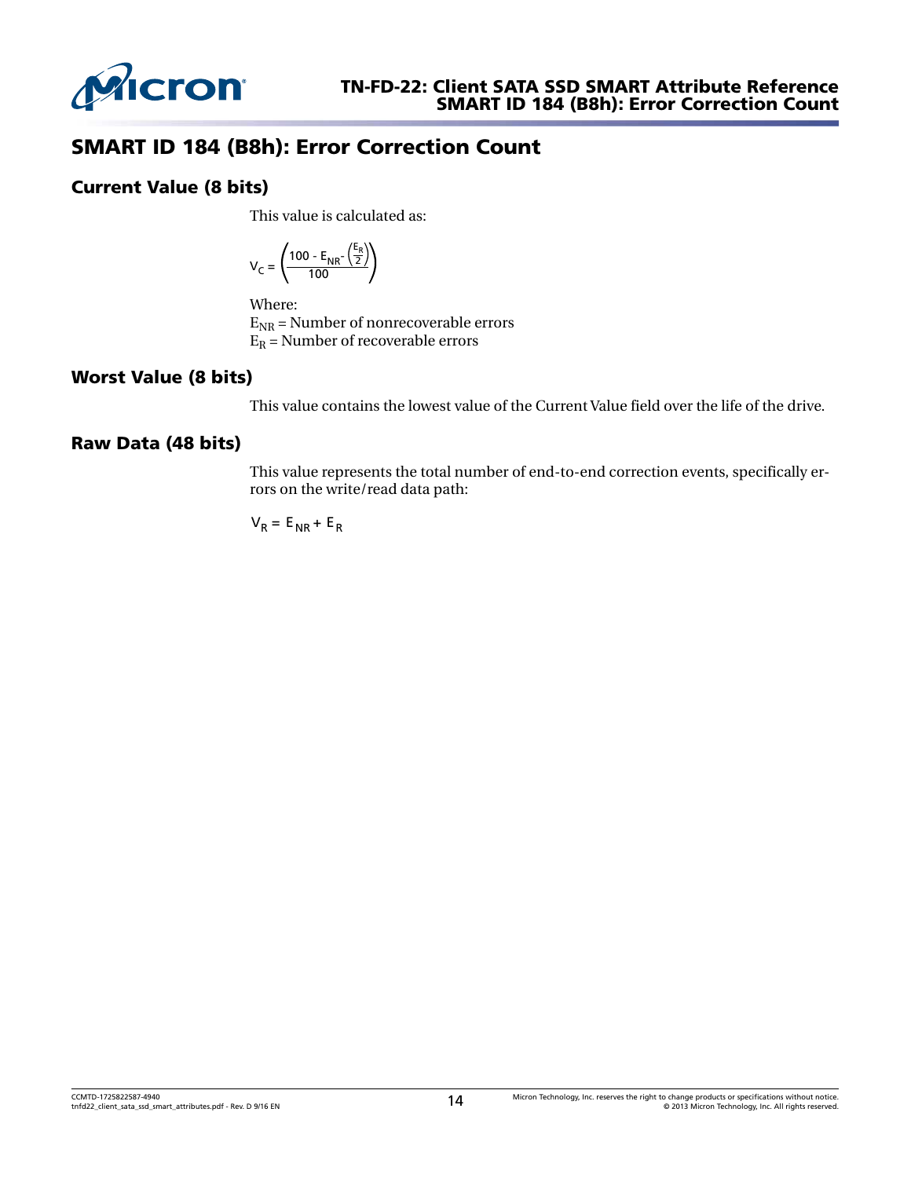# SMART ID 184 (B8h): Error Correction Count

## Current Value (8 bits)

This value is calculated as:

$$V_C = \left(\frac{100 - E_{NR} - \left(\frac{E_R}{2}\right)}{100}\right)$$

Where:
$E_{NR}$ = Number of nonrecoverable errors
$E_R$ = Number of recoverable errors

## Worst Value (8 bits)

This value contains the lowest value of the Current Value field over the life of the drive.

## Raw Data (48 bits)

This value represents the total number of end-to-end correction events, specifically errors on the write/read data path:

$$V_R = E_{NR} + E_R$$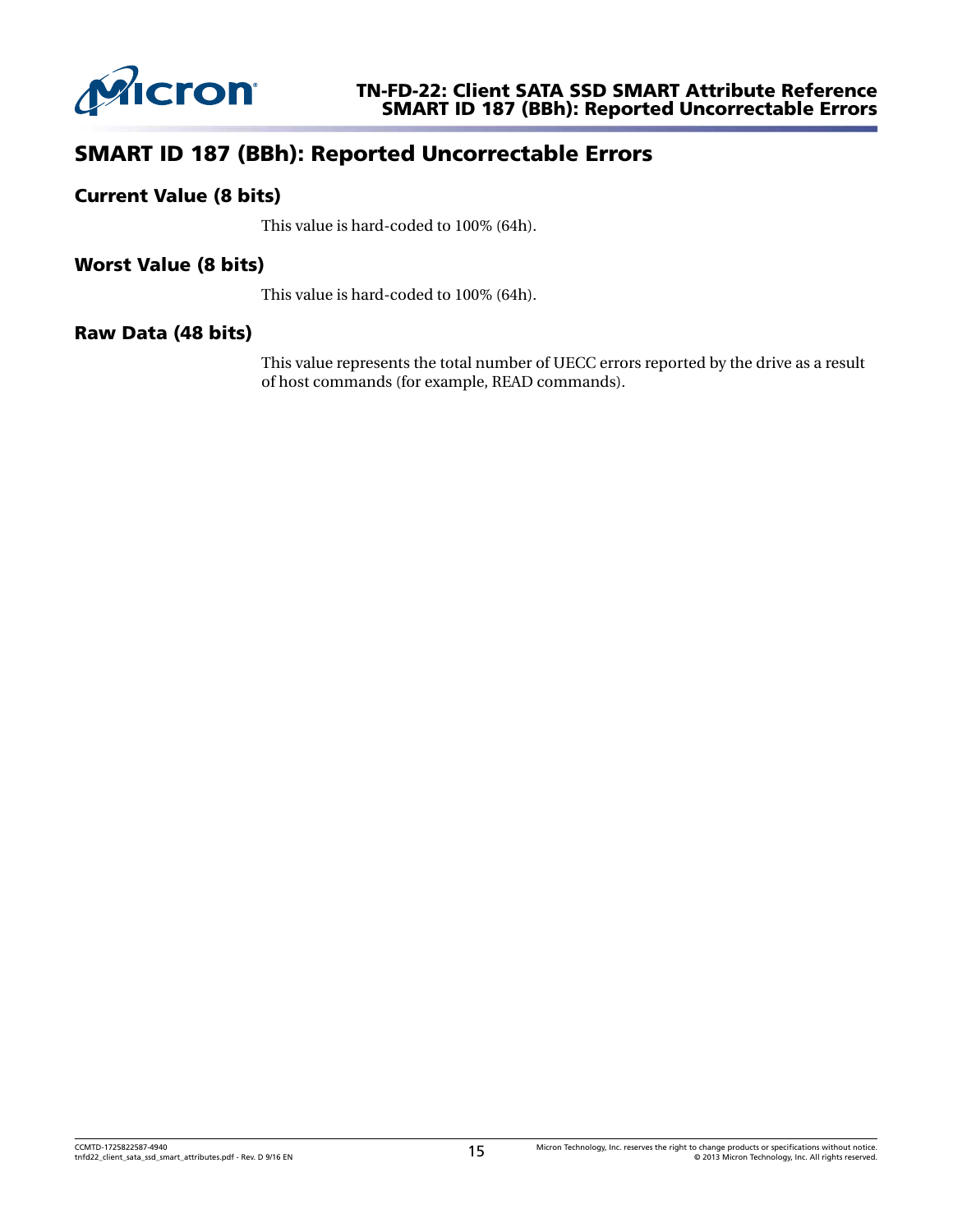## SMART ID 187 (BBh): Reported Uncorrectable Errors

### Current Value (8 bits)

This value is hard-coded to 100% (64h).

### Worst Value (8 bits)

This value is hard-coded to 100% (64h).

### Raw Data (48 bits)

This value represents the total number of UECC errors reported by the drive as a result of host commands (for example, READ commands).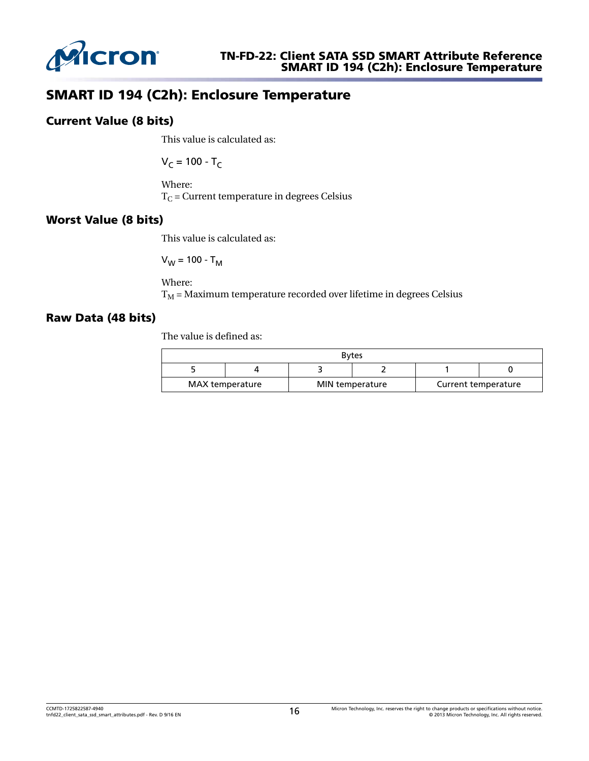# SMART ID 194 (C2h): Enclosure Temperature

## Current Value (8 bits)

This value is calculated as:

$$V_C = 100 - T_C$$

Where:
$T_C$ = Current temperature in degrees Celsius

## Worst Value (8 bits)

This value is calculated as:

$$V_W = 100 - T_M$$

Where:
$T_M$ = Maximum temperature recorded over lifetime in degrees Celsius

## Raw Data (48 bits)

The value is defined as:

| Bytes | | | | | |
|---|---|---|---|---|---|
| 5 | 4 | 3 | 2 | 1 | 0 |
| MAX temperature | | MIN temperature | | Current temperature | |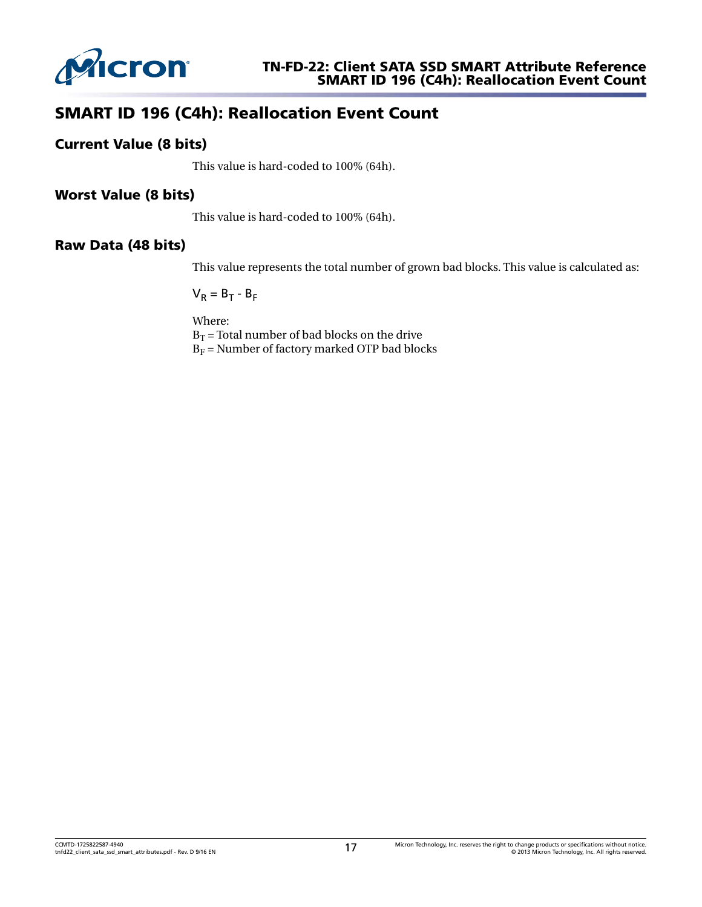## SMART ID 196 (C4h): Reallocation Event Count

### Current Value (8 bits)

This value is hard-coded to 100% (64h).

### Worst Value (8 bits)

This value is hard-coded to 100% (64h).

### Raw Data (48 bits)

This value represents the total number of grown bad blocks. This value is calculated as:

$$V_R = B_T - B_F$$

Where:
$B_T$ = Total number of bad blocks on the drive
$B_F$ = Number of factory marked OTP bad blocks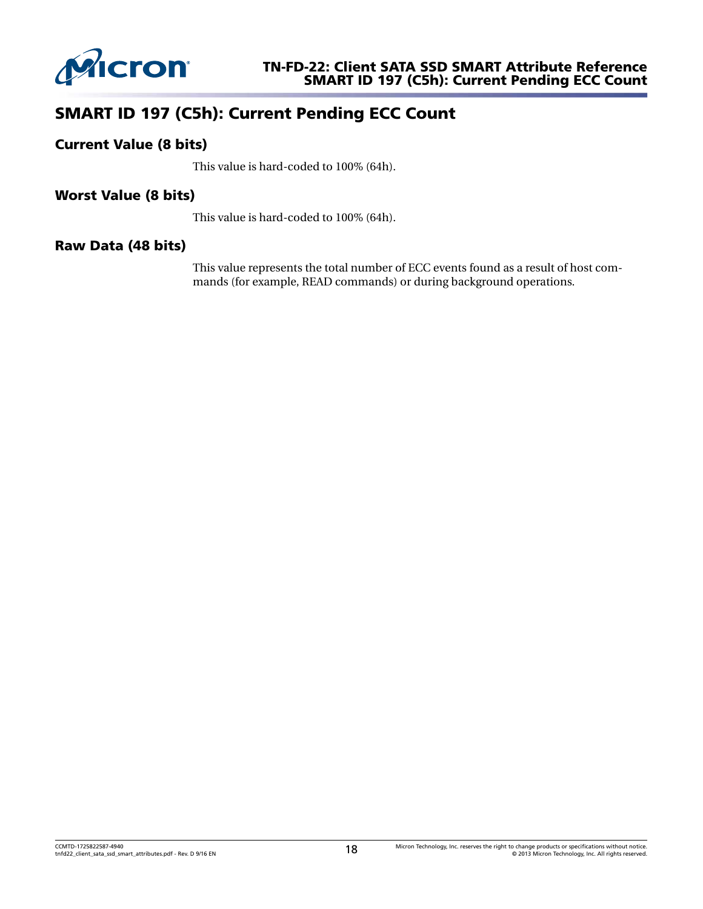## SMART ID 197 (C5h): Current Pending ECC Count

### Current Value (8 bits)

This value is hard-coded to 100% (64h).

### Worst Value (8 bits)

This value is hard-coded to 100% (64h).

### Raw Data (48 bits)

This value represents the total number of ECC events found as a result of host commands (for example, READ commands) or during background operations.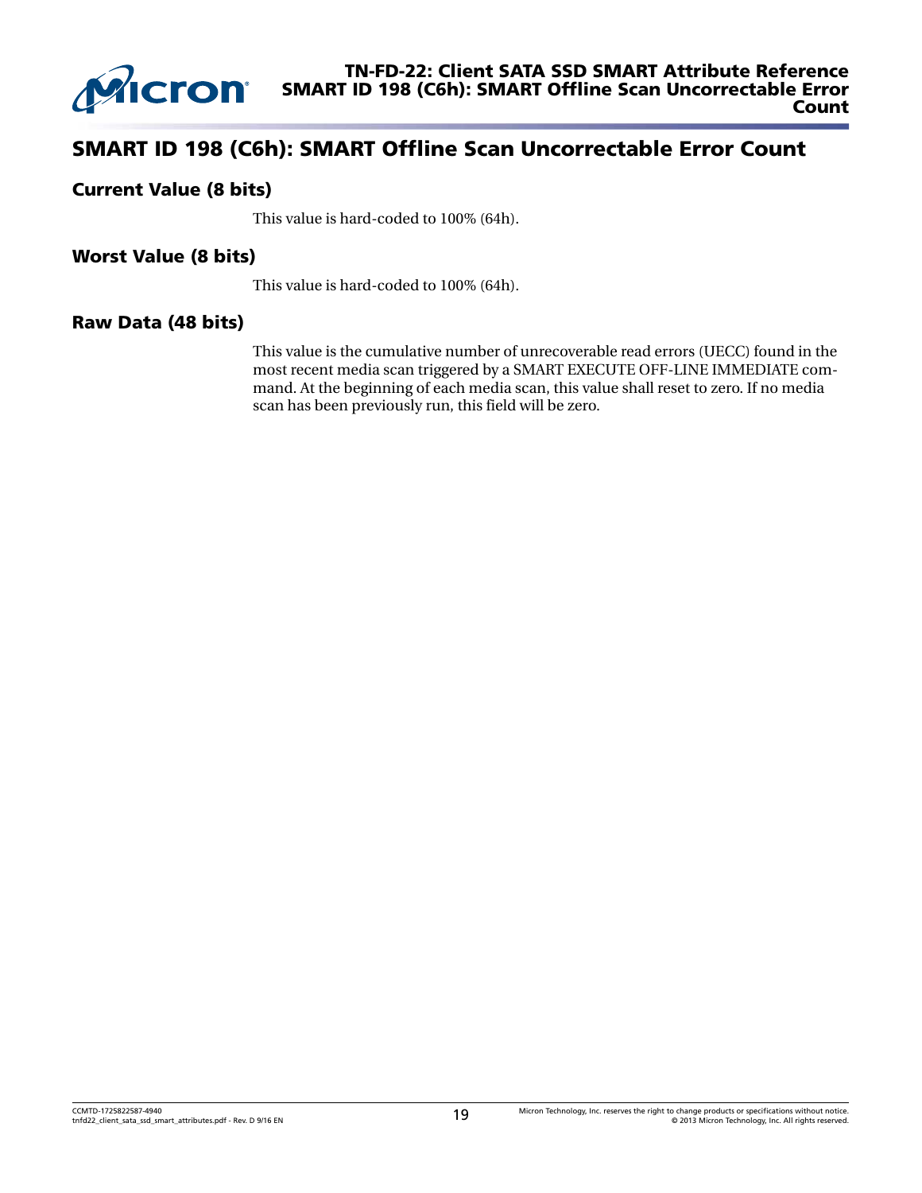# SMART ID 198 (C6h): SMART Offline Scan Uncorrectable Error Count

## Current Value (8 bits)

This value is hard-coded to 100% (64h).

## Worst Value (8 bits)

This value is hard-coded to 100% (64h).

## Raw Data (48 bits)

This value is the cumulative number of unrecoverable read errors (UECC) found in the most recent media scan triggered by a SMART EXECUTE OFF-LINE IMMEDIATE command. At the beginning of each media scan, this value shall reset to zero. If no media scan has been previously run, this field will be zero.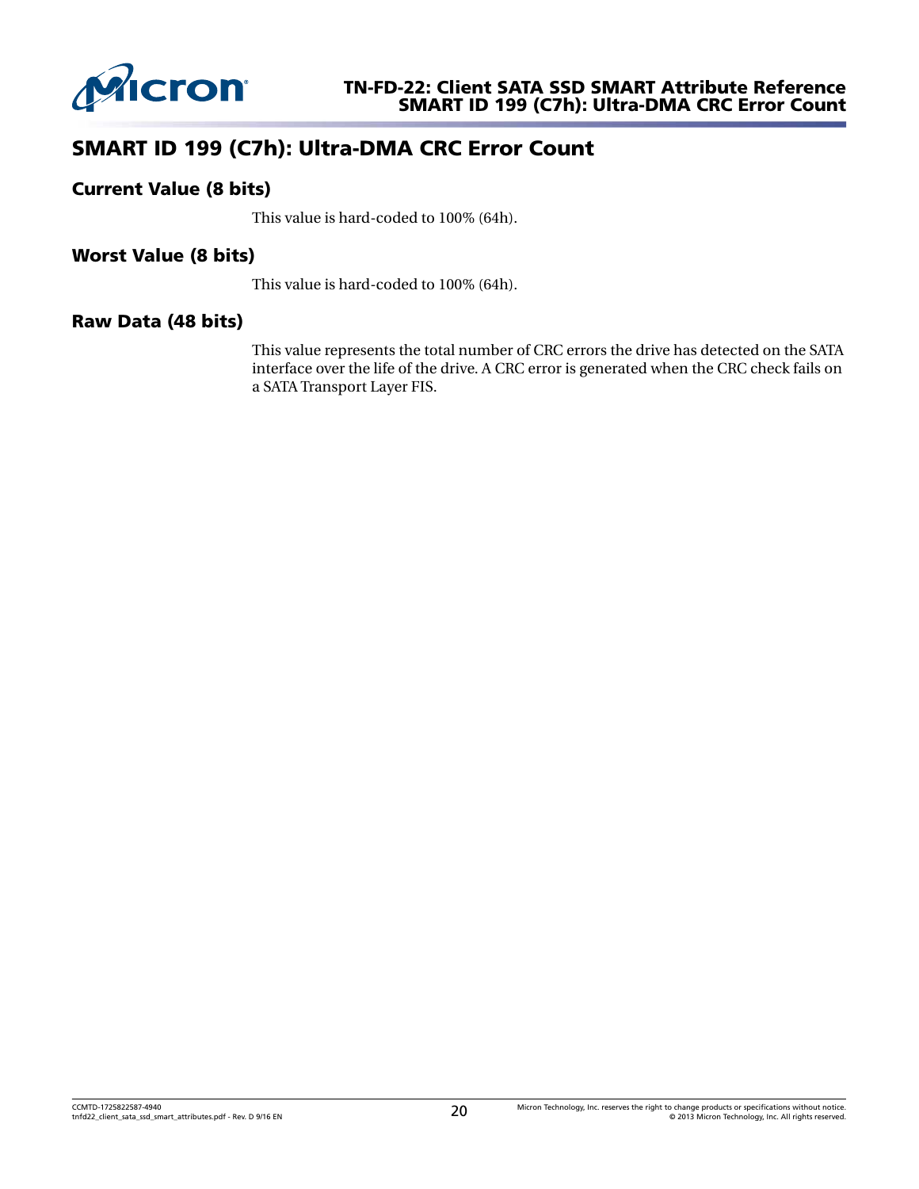## SMART ID 199 (C7h): Ultra-DMA CRC Error Count

### Current Value (8 bits)

This value is hard-coded to 100% (64h).

### Worst Value (8 bits)

This value is hard-coded to 100% (64h).

### Raw Data (48 bits)

This value represents the total number of CRC errors the drive has detected on the SATA interface over the life of the drive. A CRC error is generated when the CRC check fails on a SATA Transport Layer FIS.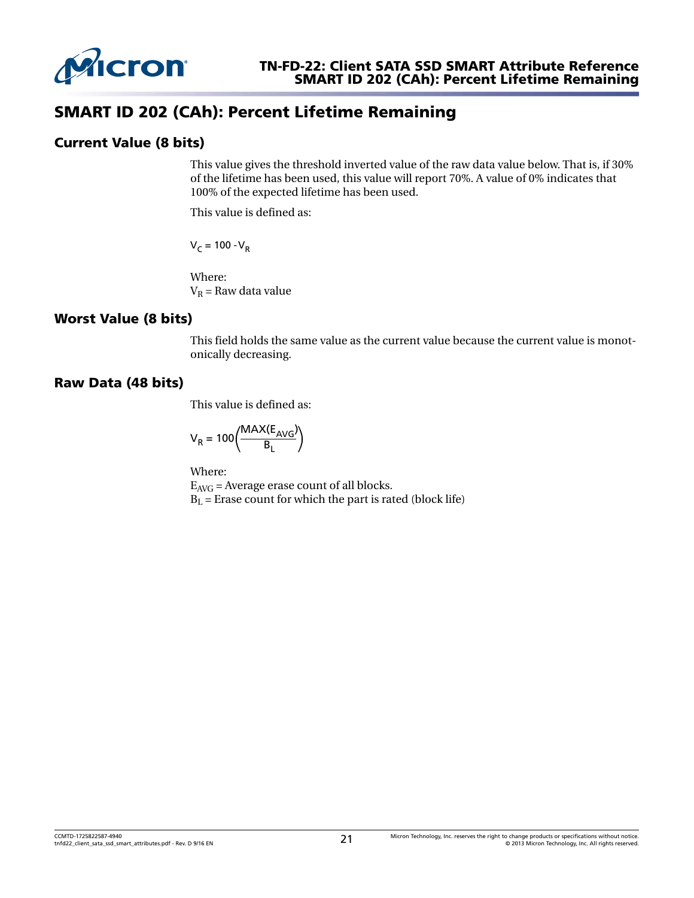# SMART ID 202 (CAh): Percent Lifetime Remaining

## Current Value (8 bits)

This value gives the threshold inverted value of the raw data value below. That is, if 30% of the lifetime has been used, this value will report 70%. A value of 0% indicates that 100% of the expected lifetime has been used.

This value is defined as:

$$V_C = 100 - V_R$$

Where:
$V_R$ = Raw data value

## Worst Value (8 bits)

This field holds the same value as the current value because the current value is monotonically decreasing.

## Raw Data (48 bits)

This value is defined as:

$$V_R = 100\left(\frac{MAX(E_{AVG})}{B_L}\right)$$

Where:
$E_{AVG}$ = Average erase count of all blocks.
$B_L$ = Erase count for which the part is rated (block life)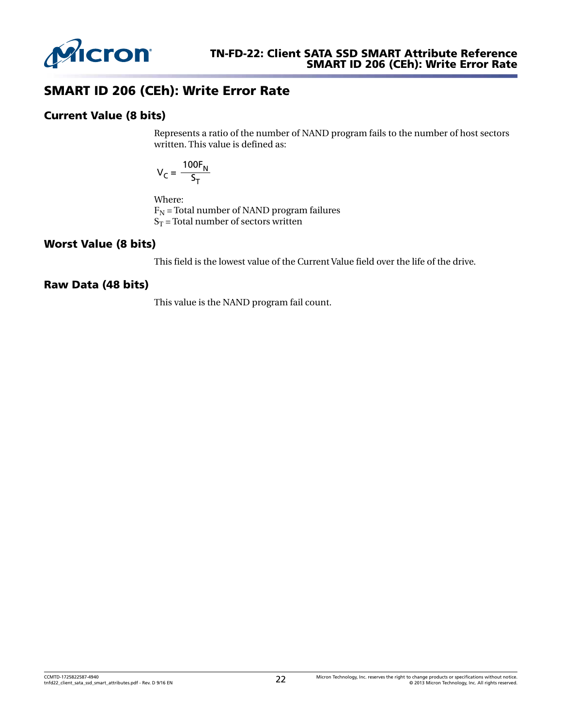## SMART ID 206 (CEh): Write Error Rate

### Current Value (8 bits)

Represents a ratio of the number of NAND program fails to the number of host sectors written. This value is defined as:

$$V_C = \frac{100F_N}{S_T}$$

Where:
$F_N$ = Total number of NAND program failures
$S_T$ = Total number of sectors written

### Worst Value (8 bits)

This field is the lowest value of the Current Value field over the life of the drive.

### Raw Data (48 bits)

This value is the NAND program fail count.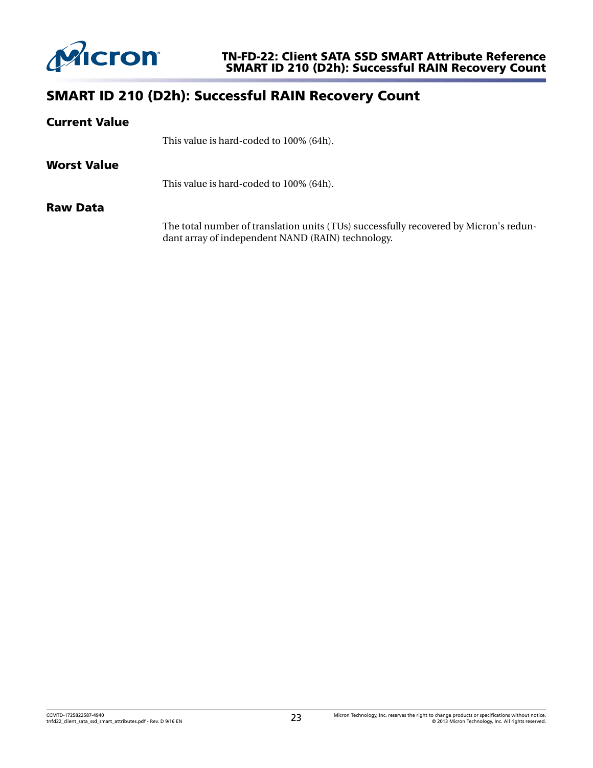## SMART ID 210 (D2h): Successful RAIN Recovery Count

### Current Value

This value is hard-coded to 100% (64h).

### Worst Value

This value is hard-coded to 100% (64h).

### Raw Data

The total number of translation units (TUs) successfully recovered by Micron's redundant array of independent NAND (RAIN) technology.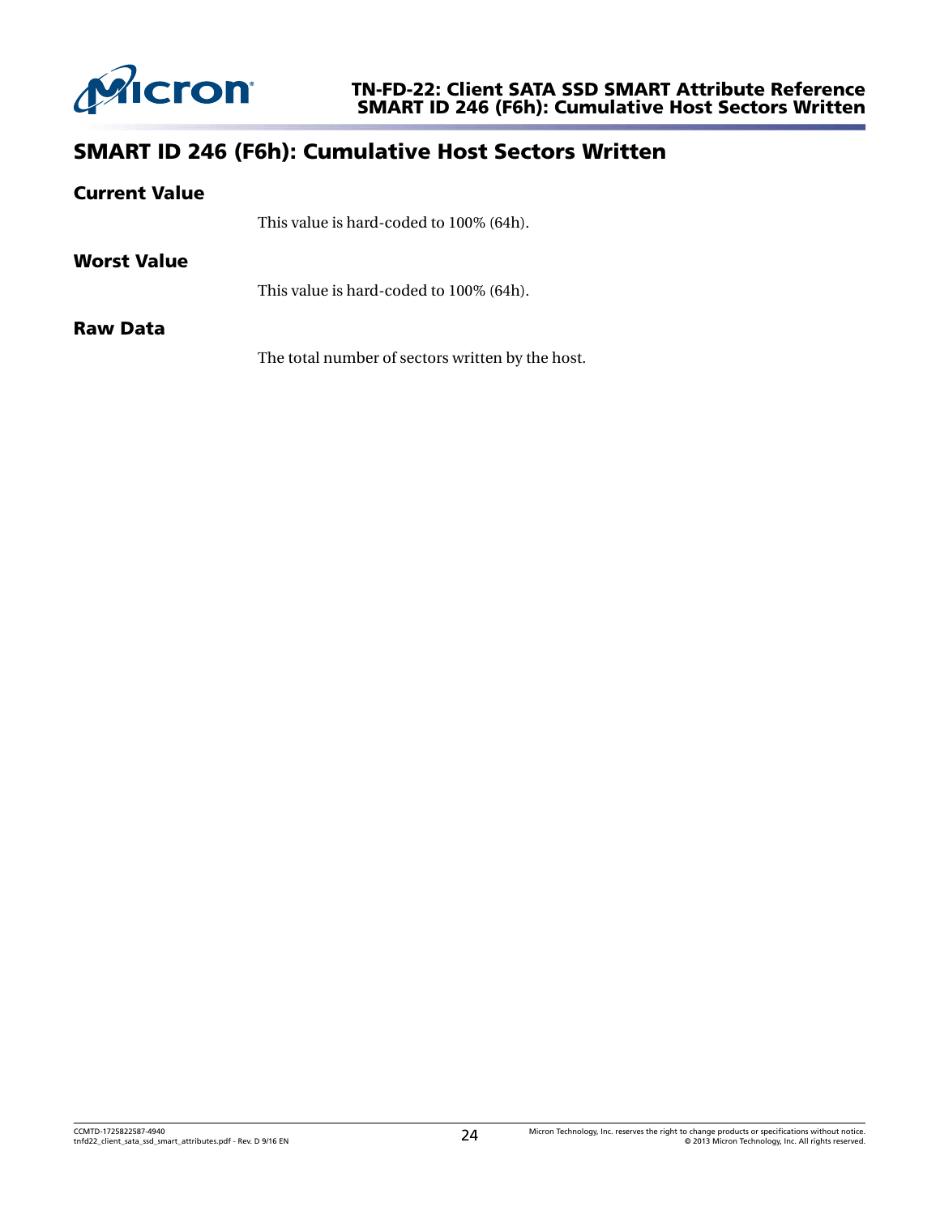## SMART ID 246 (F6h): Cumulative Host Sectors Written

### Current Value

This value is hard-coded to 100% (64h).

### Worst Value

This value is hard-coded to 100% (64h).

### Raw Data

The total number of sectors written by the host.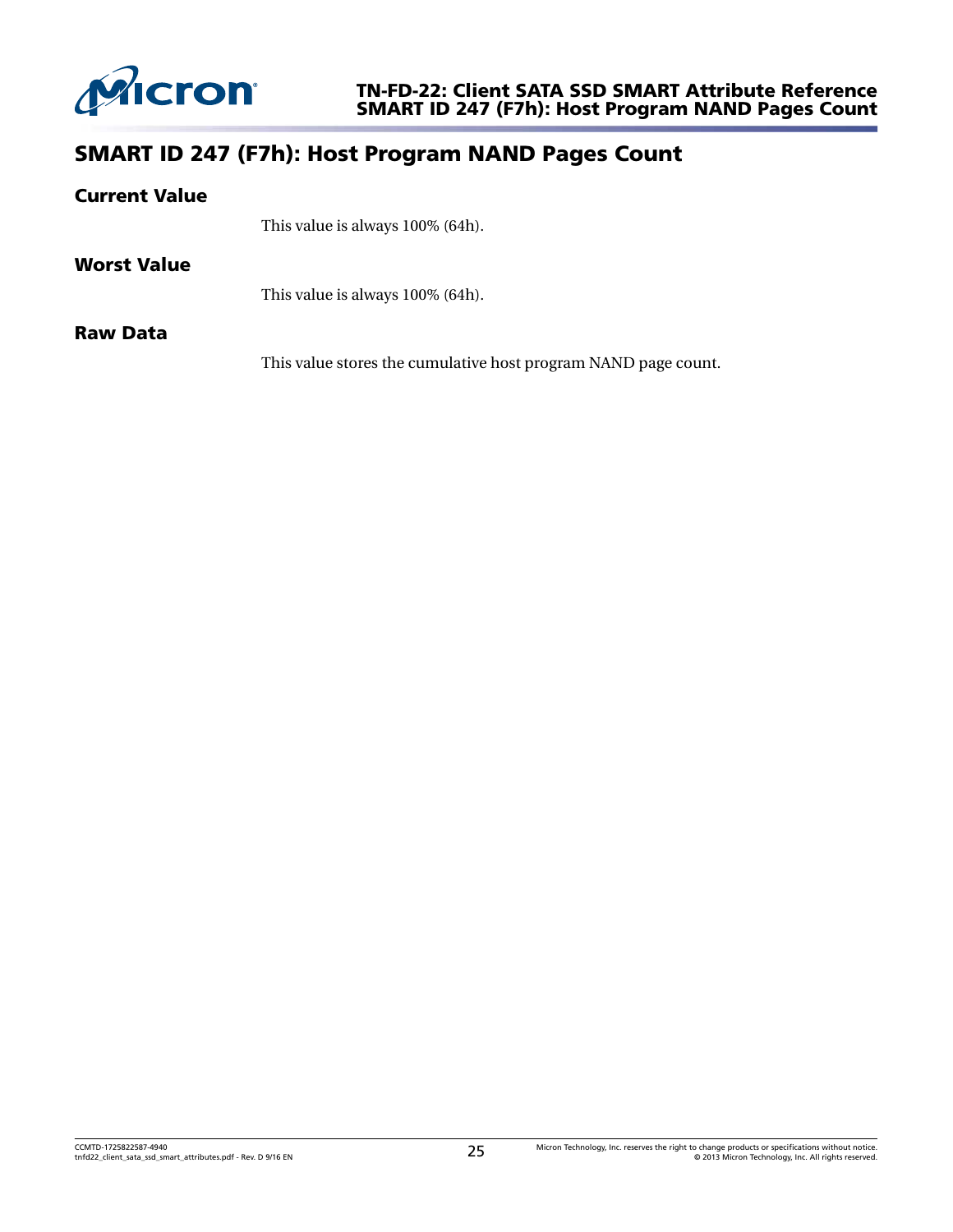## SMART ID 247 (F7h): Host Program NAND Pages Count

### Current Value

This value is always 100% (64h).

### Worst Value

This value is always 100% (64h).

### Raw Data

This value stores the cumulative host program NAND page count.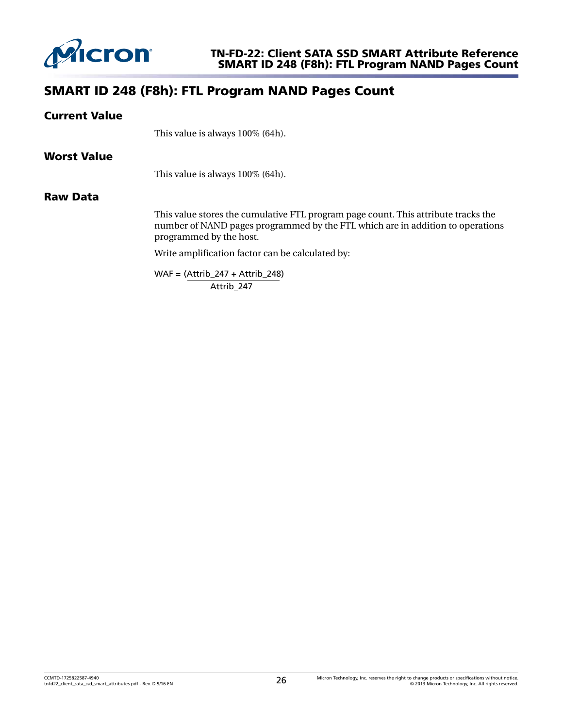## SMART ID 248 (F8h): FTL Program NAND Pages Count

### Current Value

This value is always 100% (64h).

### Worst Value

This value is always 100% (64h).

### Raw Data

This value stores the cumulative FTL program page count. This attribute tracks the number of NAND pages programmed by the FTL which are in addition to operations programmed by the host.

Write amplification factor can be calculated by:

$$WAF = \frac{(Attrib\_247 + Attrib\_248)}{Attrib\_247}$$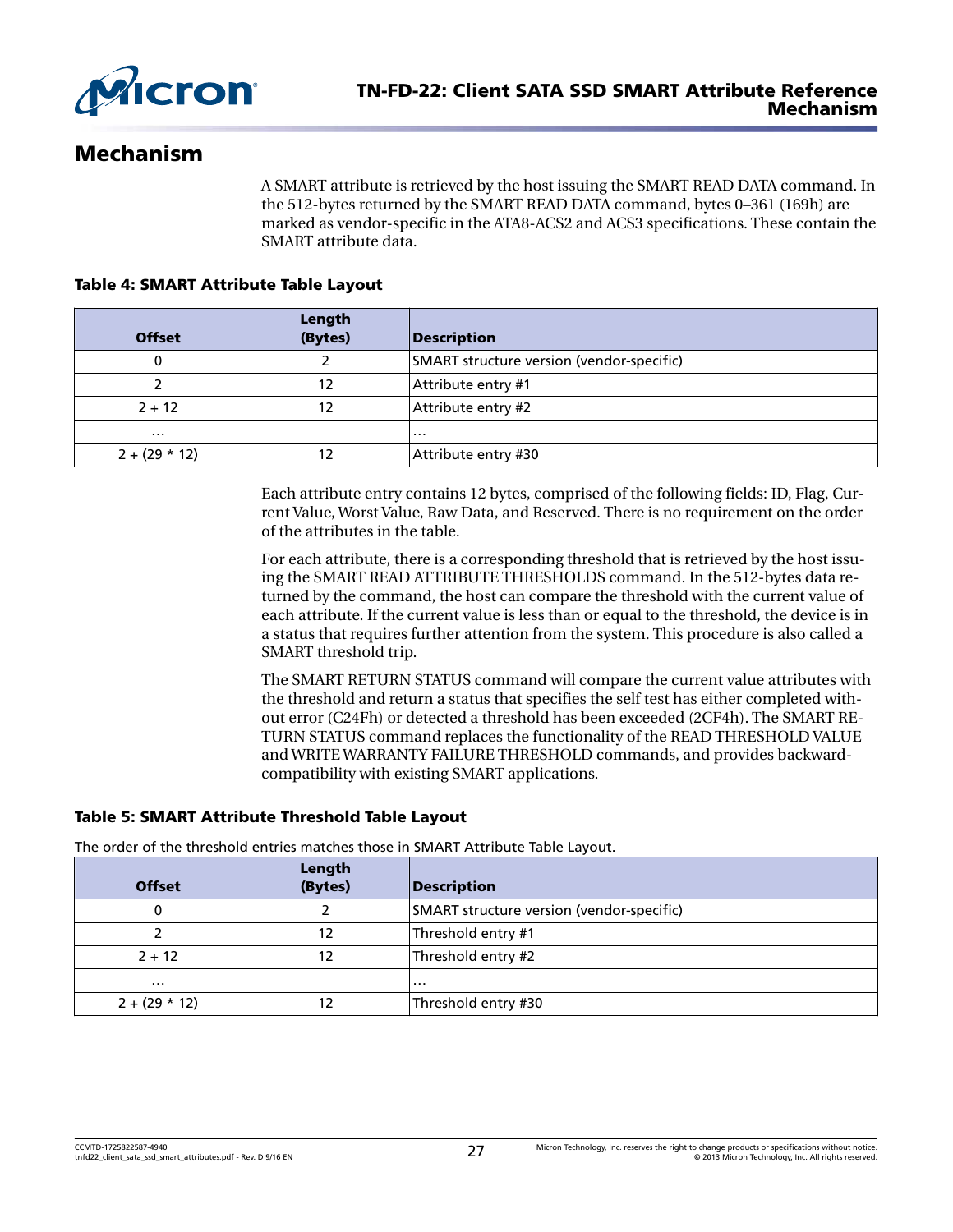## Mechanism

A SMART attribute is retrieved by the host issuing the SMART READ DATA command. In the 512-bytes returned by the SMART READ DATA command, bytes 0–361 (169h) are marked as vendor-specific in the ATA8-ACS2 and ACS3 specifications. These contain the SMART attribute data.

**Table 4: SMART Attribute Table Layout**

| Offset | Length (Bytes) | Description |
|---|---|---|
| 0 | 2 | SMART structure version (vendor-specific) |
| 2 | 12 | Attribute entry #1 |
| 2 + 12 | 12 | Attribute entry #2 |
| … | | … |
| 2 + (29 * 12) | 12 | Attribute entry #30 |

Each attribute entry contains 12 bytes, comprised of the following fields: ID, Flag, Current Value, Worst Value, Raw Data, and Reserved. There is no requirement on the order of the attributes in the table.

For each attribute, there is a corresponding threshold that is retrieved by the host issuing the SMART READ ATTRIBUTE THRESHOLDS command. In the 512-bytes data returned by the command, the host can compare the threshold with the current value of each attribute. If the current value is less than or equal to the threshold, the device is in a status that requires further attention from the system. This procedure is also called a SMART threshold trip.

The SMART RETURN STATUS command will compare the current value attributes with the threshold and return a status that specifies the self test has either completed without error (C24Fh) or detected a threshold has been exceeded (2CF4h). The SMART RETURN STATUS command replaces the functionality of the READ THRESHOLD VALUE and WRITE WARRANTY FAILURE THRESHOLD commands, and provides backward-compatibility with existing SMART applications.

**Table 5: SMART Attribute Threshold Table Layout**

The order of the threshold entries matches those in SMART Attribute Table Layout.

| Offset | Length (Bytes) | Description |
|---|---|---|
| 0 | 2 | SMART structure version (vendor-specific) |
| 2 | 12 | Threshold entry #1 |
| 2 + 12 | 12 | Threshold entry #2 |
| … | | … |
| 2 + (29 * 12) | 12 | Threshold entry #30 |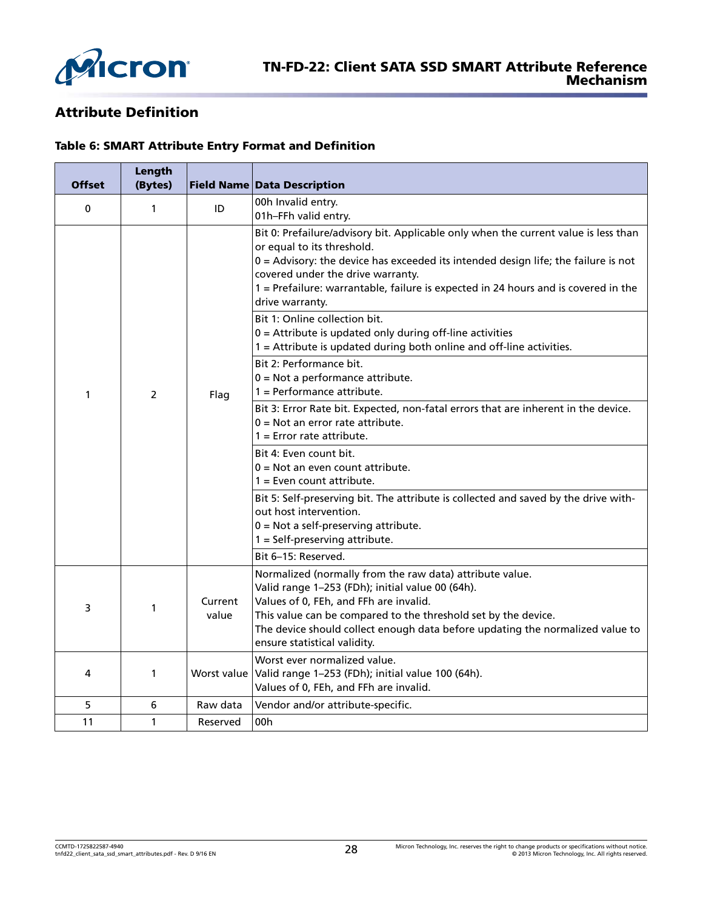## Attribute Definition

**Table 6: SMART Attribute Entry Format and Definition**

| Offset | Length (Bytes) | Field Name | Data Description |
|---|---|---|---|
| 0 | 1 | ID | 00h Invalid entry.<br>01h–FFh valid entry. |
| 1 | 2 | Flag | Bit 0: Prefailure/advisory bit. Applicable only when the current value is less than or equal to its threshold.<br>0 = Advisory: the device has exceeded its intended design life; the failure is not covered under the drive warranty.<br>1 = Prefailure: warrantable, failure is expected in 24 hours and is covered in the drive warranty. |
| | | | Bit 1: Online collection bit.<br>0 = Attribute is updated only during off-line activities<br>1 = Attribute is updated during both online and off-line activities. |
| | | | Bit 2: Performance bit.<br>0 = Not a performance attribute.<br>1 = Performance attribute. |
| | | | Bit 3: Error Rate bit. Expected, non-fatal errors that are inherent in the device.<br>0 = Not an error rate attribute.<br>1 = Error rate attribute. |
| | | | Bit 4: Even count bit.<br>0 = Not an even count attribute.<br>1 = Even count attribute. |
| | | | Bit 5: Self-preserving bit. The attribute is collected and saved by the drive without host intervention.<br>0 = Not a self-preserving attribute.<br>1 = Self-preserving attribute. |
| | | | Bit 6–15: Reserved. |
| 3 | 1 | Current value | Normalized (normally from the raw data) attribute value.<br>Valid range 1–253 (FDh); initial value 00 (64h).<br>Values of 0, FEh, and FFh are invalid.<br>This value can be compared to the threshold set by the device.<br>The device should collect enough data before updating the normalized value to ensure statistical validity. |
| 4 | 1 | Worst value | Worst ever normalized value.<br>Valid range 1–253 (FDh); initial value 100 (64h).<br>Values of 0, FEh, and FFh are invalid. |
| 5 | 6 | Raw data | Vendor and/or attribute-specific. |
| 11 | 1 | Reserved | 00h |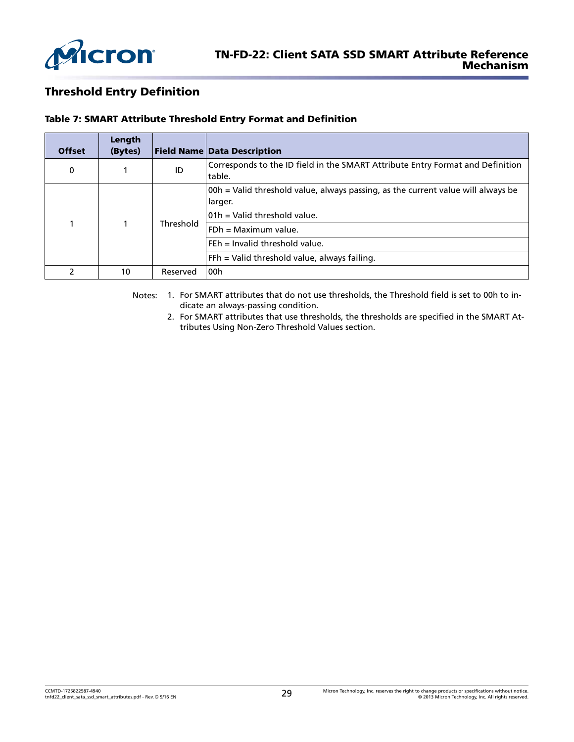## Threshold Entry Definition

**Table 7: SMART Attribute Threshold Entry Format and Definition**

| Offset | Length (Bytes) | Field Name | Data Description |
|---|---|---|---|
| 0 | 1 | ID | Corresponds to the ID field in the SMART Attribute Entry Format and Definition table. |
| 1 | 1 | Threshold | 00h = Valid threshold value, always passing, as the current value will always be larger. |
| | | | 01h = Valid threshold value. |
| | | | FDh = Maximum value. |
| | | | FEh = Invalid threshold value. |
| | | | FFh = Valid threshold value, always failing. |
| 2 | 10 | Reserved | 00h |

Notes:
1. For SMART attributes that do not use thresholds, the Threshold field is set to 00h to indicate an always-passing condition.
2. For SMART attributes that use thresholds, the thresholds are specified in the SMART Attributes Using Non-Zero Threshold Values section.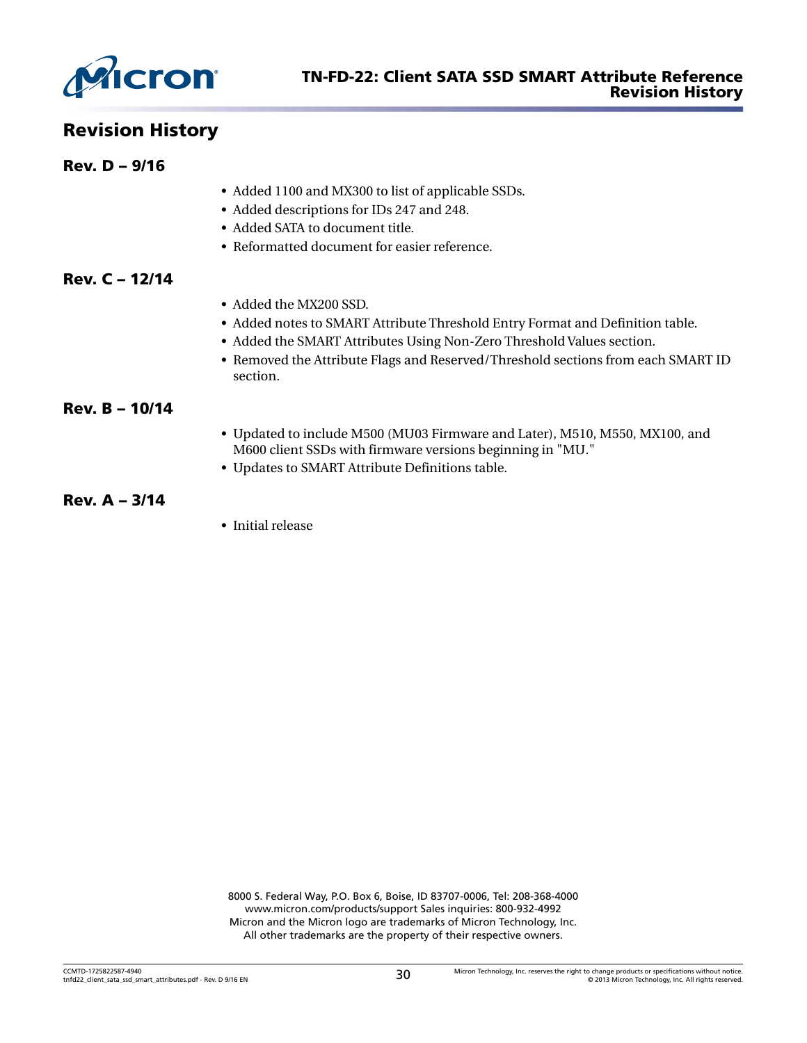# Revision History

## Rev. D – 9/16

- Added 1100 and MX300 to list of applicable SSDs.
- Added descriptions for IDs 247 and 248.
- Added SATA to document title.
- Reformatted document for easier reference.

## Rev. C – 12/14

- Added the MX200 SSD.
- Added notes to SMART Attribute Threshold Entry Format and Definition table.
- Added the SMART Attributes Using Non-Zero Threshold Values section.
- Removed the Attribute Flags and Reserved/Threshold sections from each SMART ID section.

## Rev. B – 10/14

- Updated to include M500 (MU03 Firmware and Later), M510, M550, MX100, and M600 client SSDs with firmware versions beginning in "MU."
- Updates to SMART Attribute Definitions table.

## Rev. A – 3/14

- Initial release

8000 S. Federal Way, P.O. Box 6, Boise, ID 83707-0006, Tel: 208-368-4000
www.micron.com/products/support Sales inquiries: 800-932-4992
Micron and the Micron logo are trademarks of Micron Technology, Inc.
All other trademarks are the property of their respective owners.